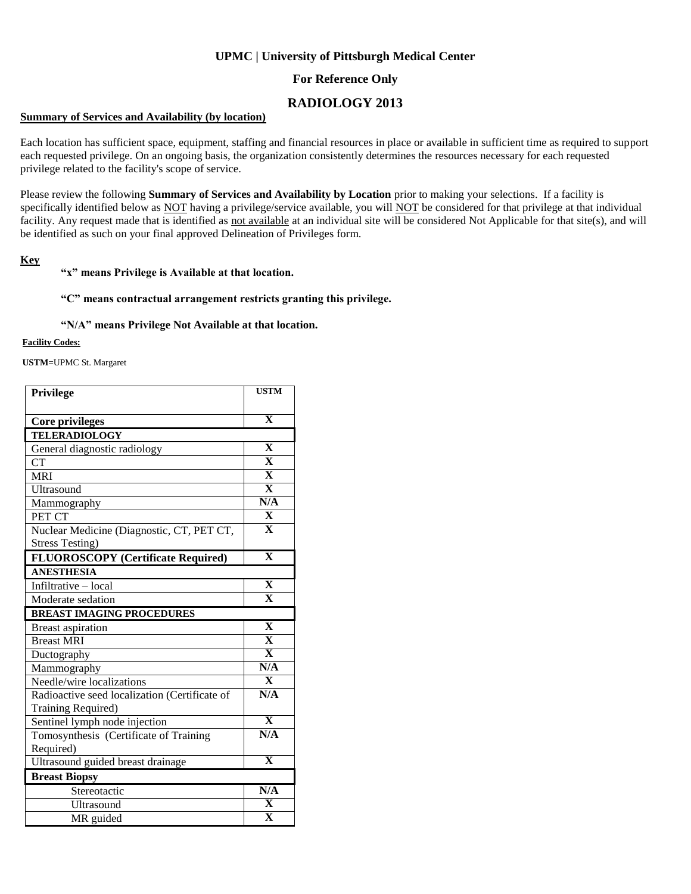**UPMC | University of Pittsburgh Medical Center**

**For Reference Only**

# RADIOLOGY 2013

**Summary of Services and Availability (by location)**

Each location has sufficient space, equipment, staffing and financial resources in place or available in sufficient time as required to support each requested privilege. On an ongoing basis, the organization consistently determines the resources necessary for each requested privilege related to the facility's scope of service.

Please review the following **Summary of Services and Availability by Location** prior to making your selections. If a facility is specifically identified below as NOT having a privilege/service available, you will NOT be considered for that privilege at that individual facility. Any request made that is identified as not available at an individual site will be considered Not Applicable for that site(s), and will be identified as such on your final approved Delineation of Privileges form.

**Key**

**"x" means Privilege is Available at that location.**

**"C" means contractual arrangement restricts granting this privilege.**

**"N/A" means Privilege Not Available at that location.**

**Facility Codes:**

**USTM**=UPMC St. Margaret

| Privilege | USTM |
|---|---|
| **Core privileges** | X |
| **TELERADIOLOGY** | |
| General diagnostic radiology | X |
| CT | X |
| MRI | X |
| Ultrasound | X |
| Mammography | N/A |
| PET CT | X |
| Nuclear Medicine (Diagnostic, CT, PET CT, Stress Testing) | X |
| **FLUOROSCOPY (Certificate Required)** | X |
| **ANESTHESIA** | |
| Infiltrative – local | X |
| Moderate sedation | X |
| **BREAST IMAGING PROCEDURES** | |
| Breast aspiration | X |
| Breast MRI | X |
| Ductography | X |
| Mammography | N/A |
| Needle/wire localizations | X |
| Radioactive seed localization (Certificate of Training Required) | N/A |
| Sentinel lymph node injection | X |
| Tomosynthesis (Certificate of Training Required) | N/A |
| Ultrasound guided breast drainage | X |
| **Breast Biopsy** | |
| Stereotactic | N/A |
| Ultrasound | X |
| MR guided | X |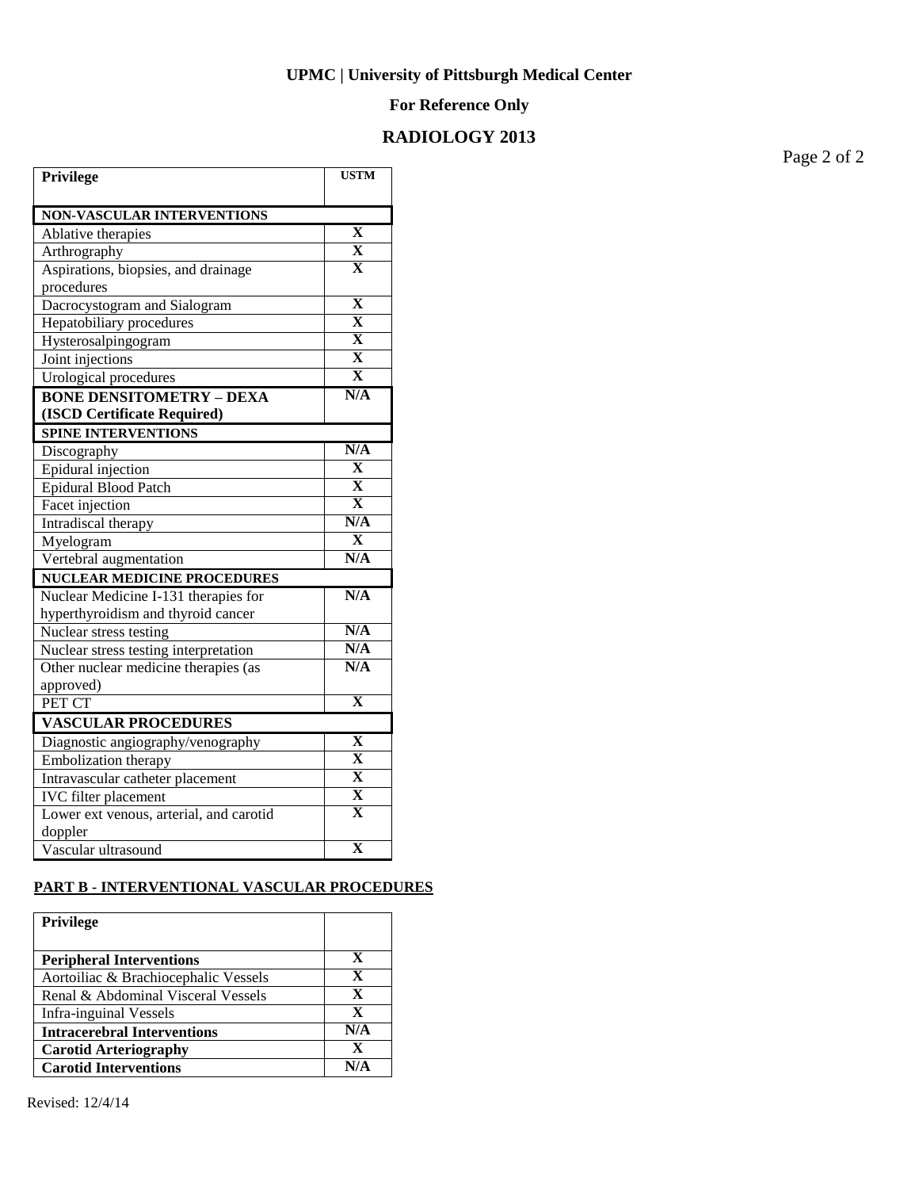**UPMC | University of Pittsburgh Medical Center**

**For Reference Only**

## RADIOLOGY 2013

| Privilege | USTM |
|---|---|
| **NON-VASCULAR INTERVENTIONS** | |
| Ablative therapies | X |
| Arthrography | X |
| Aspirations, biopsies, and drainage procedures | X |
| Dacrocystogram and Sialogram | X |
| Hepatobiliary procedures | X |
| Hysterosalpingogram | X |
| Joint injections | X |
| Urological procedures | X |
| **BONE DENSITOMETRY – DEXA (ISCD Certificate Required)** | N/A |
| **SPINE INTERVENTIONS** | |
| Discography | N/A |
| Epidural injection | X |
| Epidural Blood Patch | X |
| Facet injection | X |
| Intradiscal therapy | N/A |
| Myelogram | X |
| Vertebral augmentation | N/A |
| **NUCLEAR MEDICINE PROCEDURES** | |
| Nuclear Medicine I-131 therapies for hyperthyroidism and thyroid cancer | N/A |
| Nuclear stress testing | N/A |
| Nuclear stress testing interpretation | N/A |
| Other nuclear medicine therapies (as approved) | N/A |
| PET CT | X |
| **VASCULAR PROCEDURES** | |
| Diagnostic angiography/venography | X |
| Embolization therapy | X |
| Intravascular catheter placement | X |
| IVC filter placement | X |
| Lower ext venous, arterial, and carotid doppler | X |
| Vascular ultrasound | X |

**PART B - INTERVENTIONAL VASCULAR PROCEDURES**

| Privilege | |
|---|---|
| **Peripheral Interventions** | X |
| Aortoiliac & Brachiocephalic Vessels | X |
| Renal & Abdominal Visceral Vessels | X |
| Infra-inguinal Vessels | X |
| **Intracerebral Interventions** | N/A |
| **Carotid Arteriography** | X |
| **Carotid Interventions** | N/A |

Revised: 12/4/14